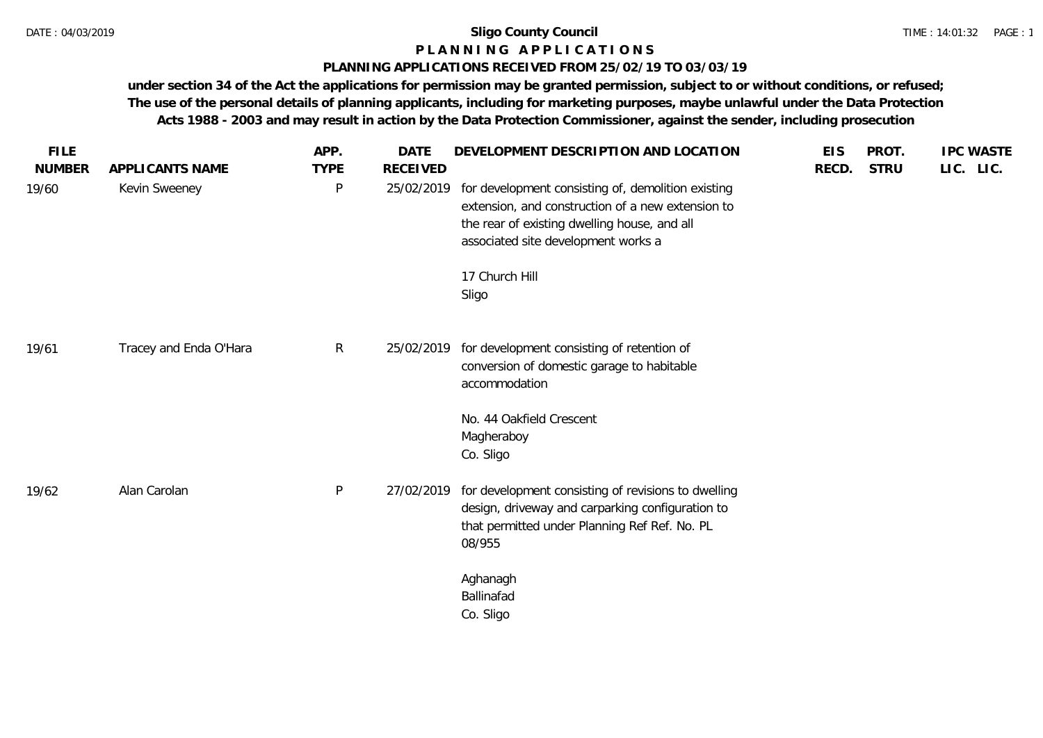# Sligo County Council

## P L A N N I N G   A P P L I C A T I O N S

### PLANNING APPLICATIONS RECEIVED FROM 25/02/19 TO 03/03/19

**under section 34 of the Act the applications for permission may be granted permission, subject to or without conditions, or refused; The use of the personal details of planning applicants, including for marketing purposes, maybe unlawful under the Data Protection Acts 1988 - 2003 and may result in action by the Data Protection Commissioner, against the sender, including prosecution**

| FILE NUMBER | APPLICANTS NAME | APP. TYPE | DATE RECEIVED | DEVELOPMENT DESCRIPTION AND LOCATION | EIS RECD. | PROT. STRU | IPC LIC. | WASTE LIC. |
|---|---|---|---|---|---|---|---|---|
| 19/60 | Kevin Sweeney | P | 25/02/2019 | for development consisting of, demolition existing extension, and construction of a new extension to the rear of existing dwelling house, and all associated site development works a<br><br>17 Church Hill<br>Sligo | | | | |
| 19/61 | Tracey and Enda O'Hara | R | 25/02/2019 | for development consisting of retention of conversion of domestic garage to habitable accommodation<br><br>No. 44 Oakfield Crescent<br>Magheraboy<br>Co. Sligo | | | | |
| 19/62 | Alan Carolan | P | 27/02/2019 | for development consisting of revisions to dwelling design, driveway and carparking configuration to that permitted under Planning Ref Ref. No. PL 08/955<br><br>Aghanagh<br>Ballinafad<br>Co. Sligo | | | | |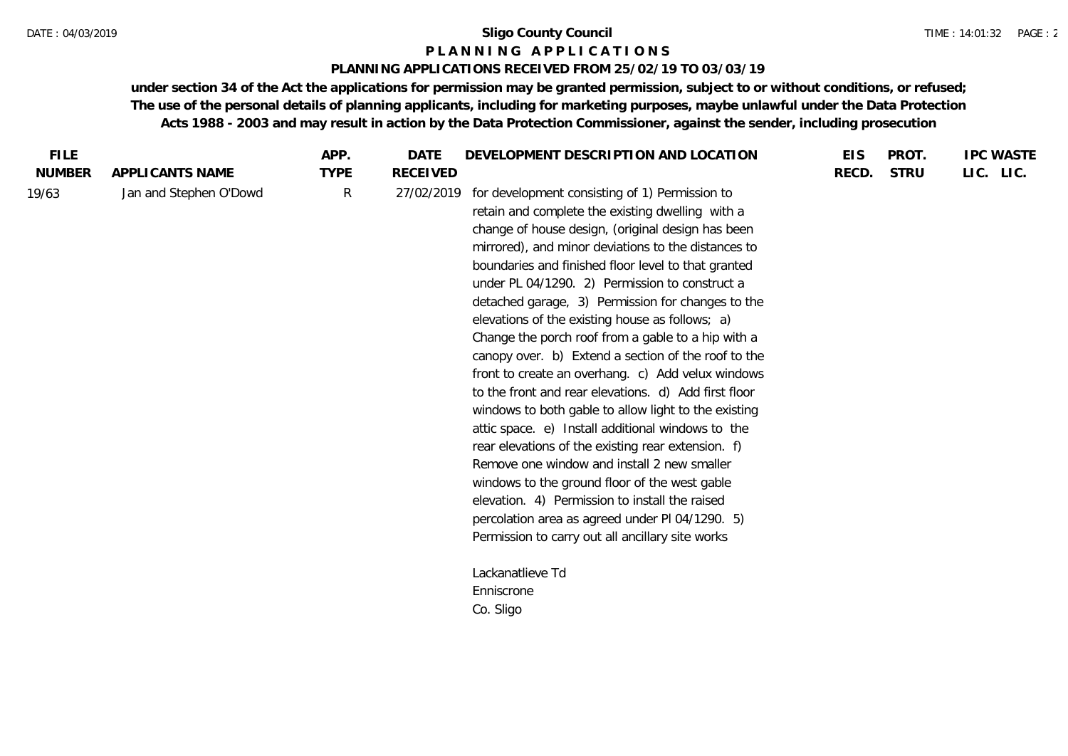# Sligo County Council

## P L A N N I N G   A P P L I C A T I O N S

### PLANNING APPLICATIONS RECEIVED FROM 25/02/19 TO 03/03/19

**under section 34 of the Act the applications for permission may be granted permission, subject to or without conditions, or refused; The use of the personal details of planning applicants, including for marketing purposes, maybe unlawful under the Data Protection Acts 1988 - 2003 and may result in action by the Data Protection Commissioner, against the sender, including prosecution**

| FILE NUMBER | APPLICANTS NAME | APP. TYPE | DATE RECEIVED | DEVELOPMENT DESCRIPTION AND LOCATION | EIS RECD. | PROT. STRU | IPC LIC. | WASTE LIC. |
|---|---|---|---|---|---|---|---|---|
| 19/63 | Jan and Stephen O'Dowd | R | 27/02/2019 | for development consisting of 1) Permission to retain and complete the existing dwelling with a change of house design, (original design has been mirrored), and minor deviations to the distances to boundaries and finished floor level to that granted under PL 04/1290. 2) Permission to construct a detached garage, 3) Permission for changes to the elevations of the existing house as follows; a) Change the porch roof from a gable to a hip with a canopy over. b) Extend a section of the roof to the front to create an overhang. c) Add velux windows to the front and rear elevations. d) Add first floor windows to both gable to allow light to the existing attic space. e) Install additional windows to the rear elevations of the existing rear extension. f) Remove one window and install 2 new smaller windows to the ground floor of the west gable elevation. 4) Permission to install the raised percolation area as agreed under Pl 04/1290. 5) Permission to carry out all ancillary site works<br><br>Lackanatlieve Td<br>Enniscrone<br>Co. Sligo | | | | |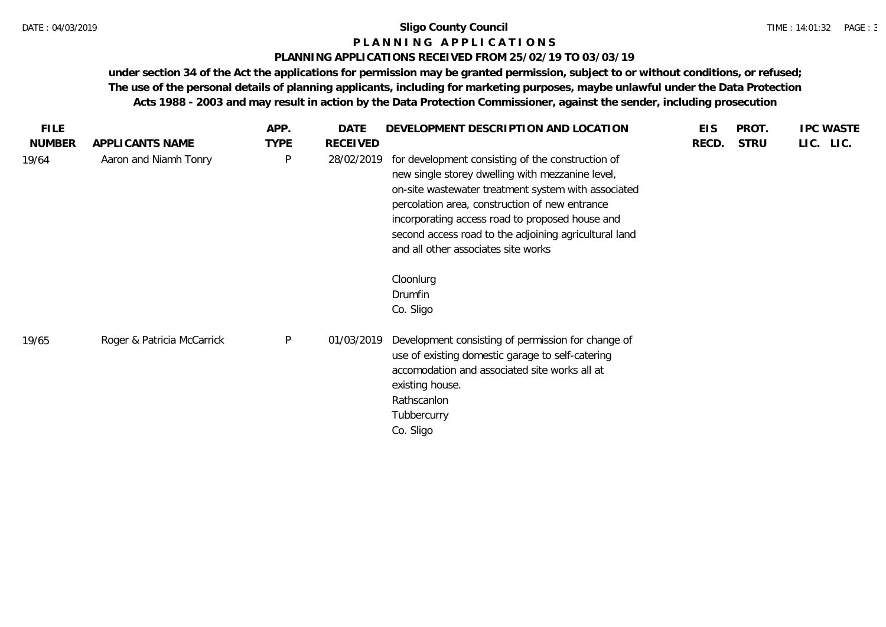**Sligo County Council**

**P L A N N I N G   A P P L I C A T I O N S**

**PLANNING APPLICATIONS RECEIVED FROM 25/02/19 TO 03/03/19**

**under section 34 of the Act the applications for permission may be granted permission, subject to or without conditions, or refused; The use of the personal details of planning applicants, including for marketing purposes, maybe unlawful under the Data Protection Acts 1988 - 2003 and may result in action by the Data Protection Commissioner, against the sender, including prosecution**

| FILE NUMBER | APPLICANTS NAME | APP. TYPE | DATE RECEIVED | DEVELOPMENT DESCRIPTION AND LOCATION | EIS RECD. | PROT. STRU | IPC LIC. | WASTE LIC. |
|---|---|---|---|---|---|---|---|---|
| 19/64 | Aaron and Niamh Tonry | P | 28/02/2019 | for development consisting of the construction of new single storey dwelling with mezzanine level, on-site wastewater treatment system with associated percolation area, construction of new entrance incorporating access road to proposed house and second access road to the adjoining agricultural land and all other associates site works<br><br>Cloonlurg<br>Drumfin<br>Co. Sligo | | | | |
| 19/65 | Roger & Patricia McCarrick | P | 01/03/2019 | Development consisting of permission for change of use of existing domestic garage to self-catering accomodation and associated site works all at existing house.<br>Rathscanlon<br>Tubbercurry<br>Co. Sligo | | | | |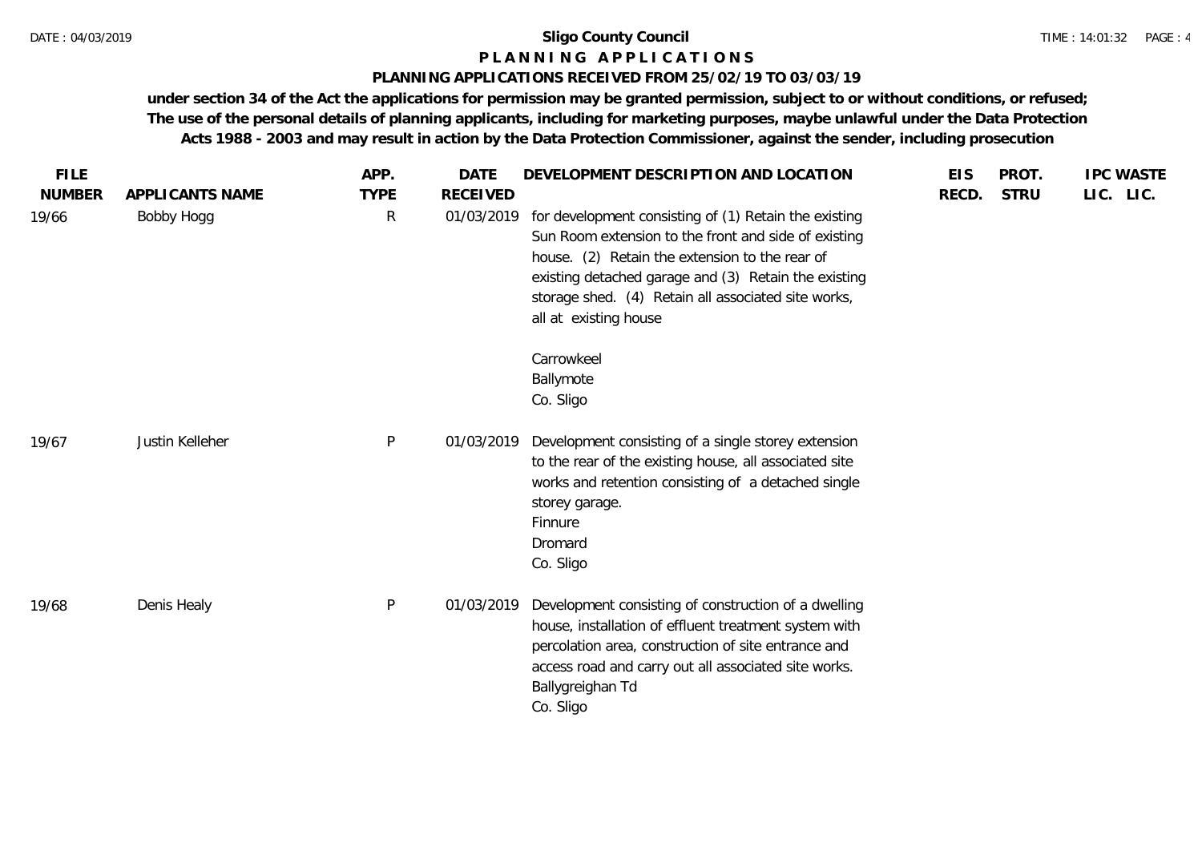**Sligo County Council**

**PLANNING APPLICATIONS**

**PLANNING APPLICATIONS RECEIVED FROM 25/02/19 TO 03/03/19**

**under section 34 of the Act the applications for permission may be granted permission, subject to or without conditions, or refused; The use of the personal details of planning applicants, including for marketing purposes, maybe unlawful under the Data Protection Acts 1988 - 2003 and may result in action by the Data Protection Commissioner, against the sender, including prosecution**

| FILE NUMBER | APPLICANTS NAME | APP. TYPE | DATE RECEIVED | DEVELOPMENT DESCRIPTION AND LOCATION | EIS RECD. | PROT. STRU | IPC LIC. | WASTE LIC. |
|---|---|---|---|---|---|---|---|---|
| 19/66 | Bobby Hogg | R | 01/03/2019 | for development consisting of (1) Retain the existing Sun Room extension to the front and side of existing house. (2) Retain the extension to the rear of existing detached garage and (3) Retain the existing storage shed. (4) Retain all associated site works, all at existing house<br><br>Carrowkeel<br>Ballymote<br>Co. Sligo | | | | |
| 19/67 | Justin Kelleher | P | 01/03/2019 | Development consisting of a single storey extension to the rear of the existing house, all associated site works and retention consisting of a detached single storey garage.<br>Finnure<br>Dromard<br>Co. Sligo | | | | |
| 19/68 | Denis Healy | P | 01/03/2019 | Development consisting of construction of a dwelling house, installation of effluent treatment system with percolation area, construction of site entrance and access road and carry out all associated site works.<br>Ballygreighan Td<br>Co. Sligo | | | | |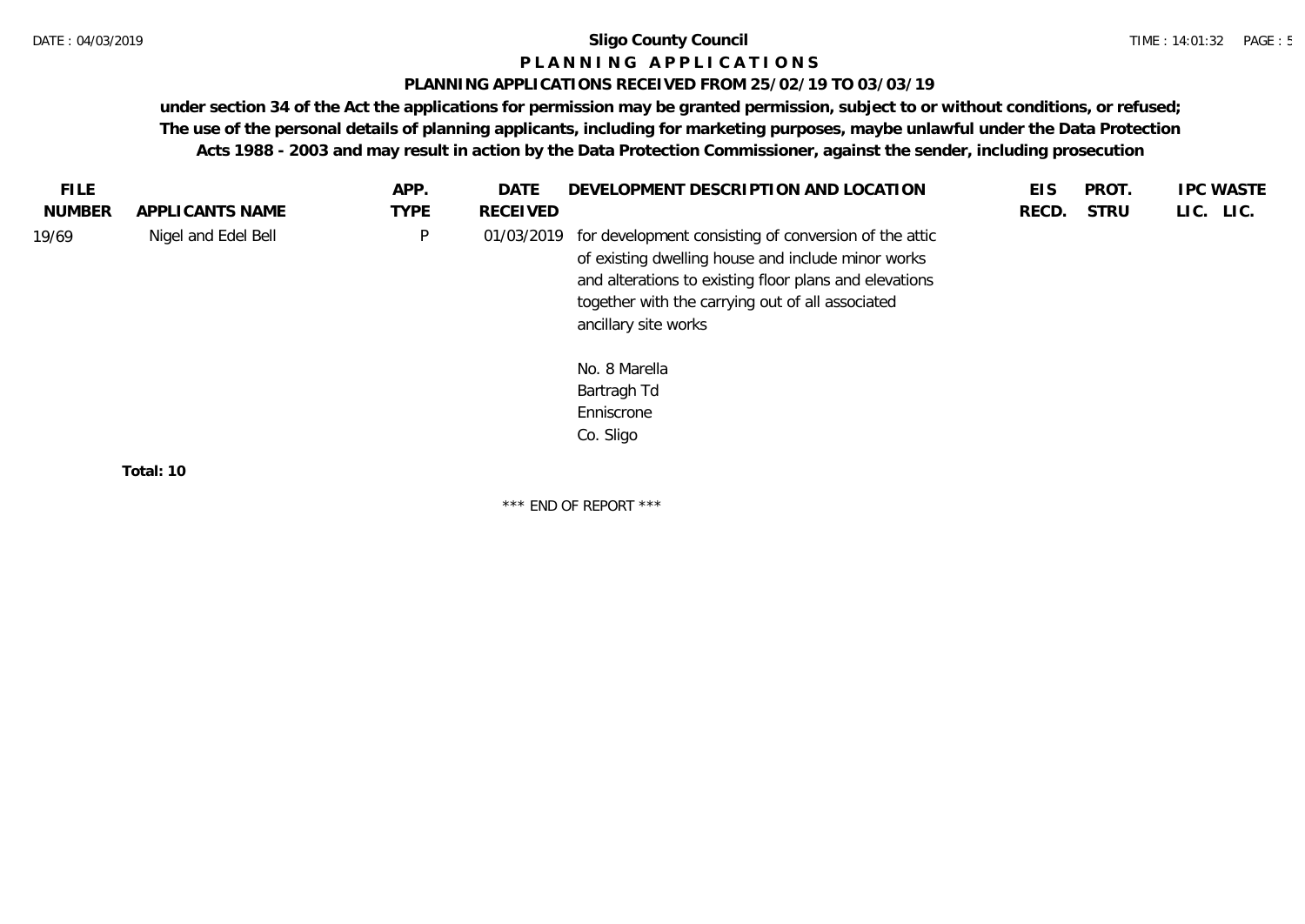**Sligo County Council**

**P L A N N I N G   A P P L I C A T I O N S**

**PLANNING APPLICATIONS RECEIVED FROM 25/02/19 TO 03/03/19**

**under section 34 of the Act the applications for permission may be granted permission, subject to or without conditions, or refused; The use of the personal details of planning applicants, including for marketing purposes, maybe unlawful under the Data Protection Acts 1988 - 2003 and may result in action by the Data Protection Commissioner, against the sender, including prosecution**

| FILE NUMBER | APPLICANTS NAME | APP. TYPE | DATE RECEIVED | DEVELOPMENT DESCRIPTION AND LOCATION | EIS RECD. | PROT. STRU | IPC LIC. | WASTE LIC. |
|---|---|---|---|---|---|---|---|---|
| 19/69 | Nigel and Edel Bell | P | 01/03/2019 | for development consisting of conversion of the attic of existing dwelling house and include minor works and alterations to existing floor plans and elevations together with the carrying out of all associated ancillary site works<br><br>No. 8 Marella<br>Bartragh Td<br>Enniscrone<br>Co. Sligo | | | | |

**Total: 10**

\*\*\* END OF REPORT \*\*\*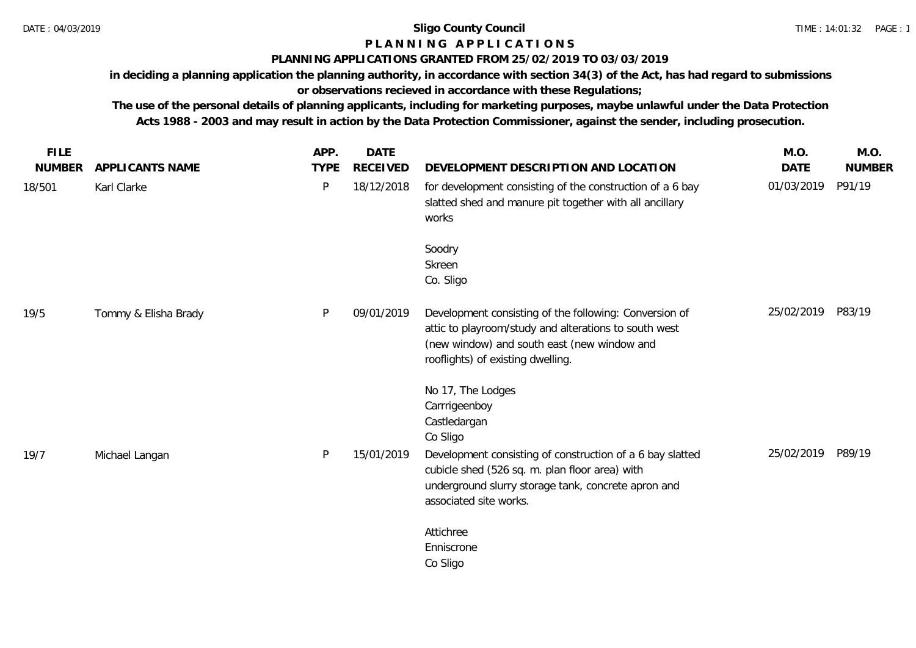**Sliego County Council**

# PLANNING APPLICATIONS

## PLANNING APPLICATIONS GRANTED FROM 25/02/2019 TO 03/03/2019

**in deciding a planning application the planning authority, in accordance with section 34(3) of the Act, has had regard to submissions or observations recieved in accordance with these Regulations;**

**The use of the personal details of planning applicants, including for marketing purposes, maybe unlawful under the Data Protection Acts 1988 - 2003 and may result in action by the Data Protection Commissioner, against the sender, including prosecution.**

| FILE NUMBER | APPLICANTS NAME | APP. TYPE | DATE RECEIVED | DEVELOPMENT DESCRIPTION AND LOCATION | M.O. DATE | M.O. NUMBER |
|---|---|---|---|---|---|---|
| 18/501 | Karl Clarke | P | 18/12/2018 | for development consisting of the construction of a 6 bay slatted shed and manure pit together with all ancillary works<br><br>Soodry<br>Skreen<br>Co. Sligo | 01/03/2019 | P91/19 |
| 19/5 | Tommy & Elisha Brady | P | 09/01/2019 | Development consisting of the following: Conversion of attic to playroom/study and alterations to south west (new window) and south east (new window and rooflights) of existing dwelling.<br><br>No 17, The Lodges<br>Carrrigeenboy<br>Castledargan<br>Co Sligo | 25/02/2019 | P83/19 |
| 19/7 | Michael Langan | P | 15/01/2019 | Development consisting of construction of a 6 bay slatted cubicle shed (526 sq. m. plan floor area) with underground slurry storage tank, concrete apron and associated site works.<br><br>Attichree<br>Enniscrone<br>Co Sligo | 25/02/2019 | P89/19 |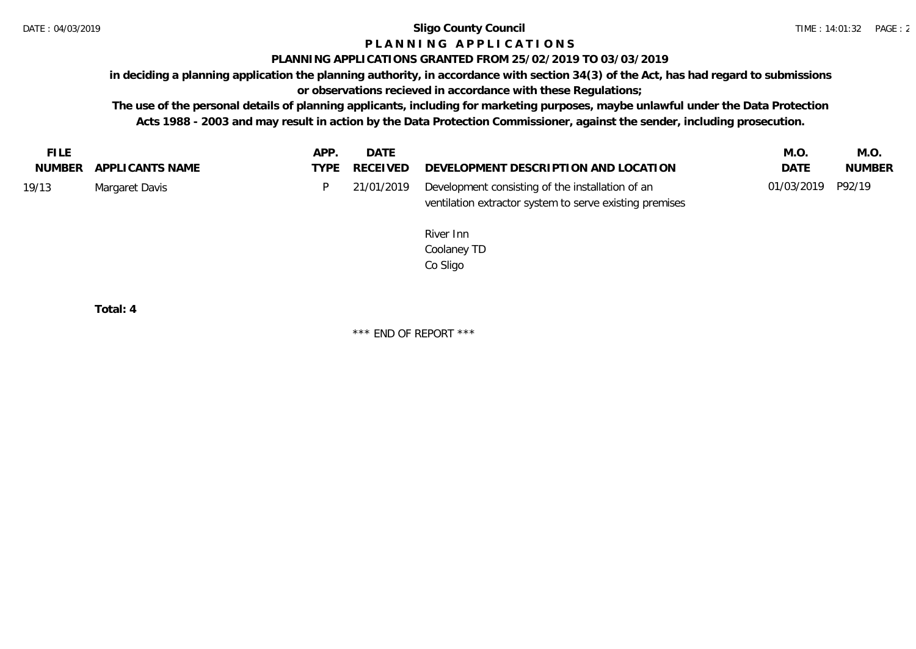**Sligo County Council**

**P L A N N I N G A P P L I C A T I O N S**

**PLANNING APPLICATIONS GRANTED FROM 25/02/2019 TO 03/03/2019**

**in deciding a planning application the planning authority, in accordance with section 34(3) of the Act, has had regard to submissions or observations recieved in accordance with these Regulations;**

**The use of the personal details of planning applicants, including for marketing purposes, maybe unlawful under the Data Protection Acts 1988 - 2003 and may result in action by the Data Protection Commissioner, against the sender, including prosecution.**

| FILE NUMBER | APPLICANTS NAME | APP. TYPE | DATE RECEIVED | DEVELOPMENT DESCRIPTION AND LOCATION | M.O. DATE | M.O. NUMBER |
|---|---|---|---|---|---|---|
| 19/13 | Margaret Davis | P | 21/01/2019 | Development consisting of the installation of an ventilation extractor system to serve existing premises<br><br>River Inn<br>Coolaney TD<br>Co Sligo | 01/03/2019 | P92/19 |

**Total: 4**

\*\*\* END OF REPORT \*\*\*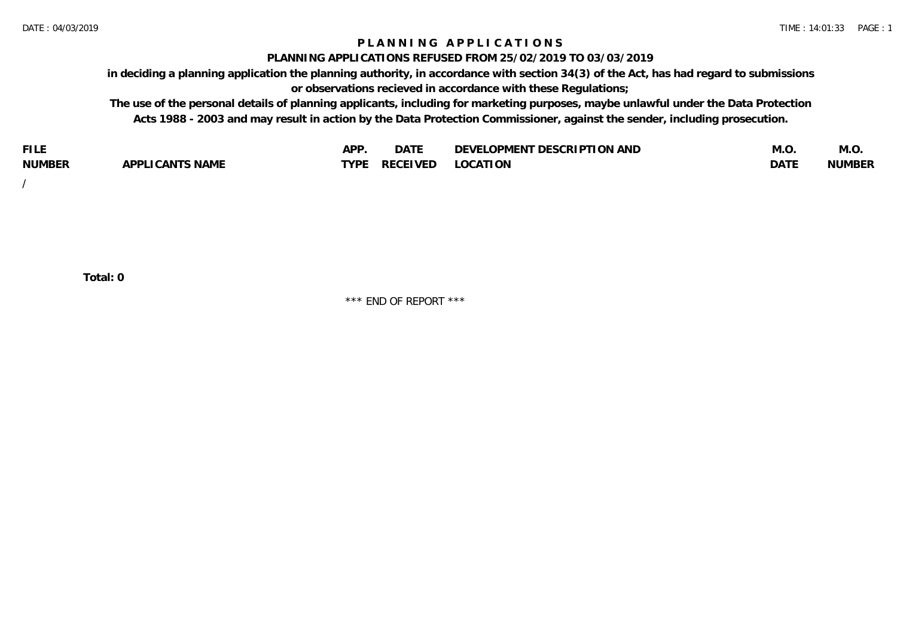# P L A N N I N G   A P P L I C A T I O N S

## PLANNING APPLICATIONS REFUSED FROM 25/02/2019 TO 03/03/2019

**in deciding a planning application the planning authority, in accordance with section 34(3) of the Act, has had regard to submissions or observations recieved in accordance with these Regulations;**

**The use of the personal details of planning applicants, including for marketing purposes, maybe unlawful under the Data Protection Acts 1988 - 2003 and may result in action by the Data Protection Commissioner, against the sender, including prosecution.**

| FILE NUMBER | APPLICANTS NAME | APP. TYPE | DATE RECEIVED | DEVELOPMENT DESCRIPTION AND LOCATION | M.O. DATE | M.O. NUMBER |
|---|---|---|---|---|---|---|
| / | | | | | | |

**Total: 0**

\*\*\* END OF REPORT \*\*\*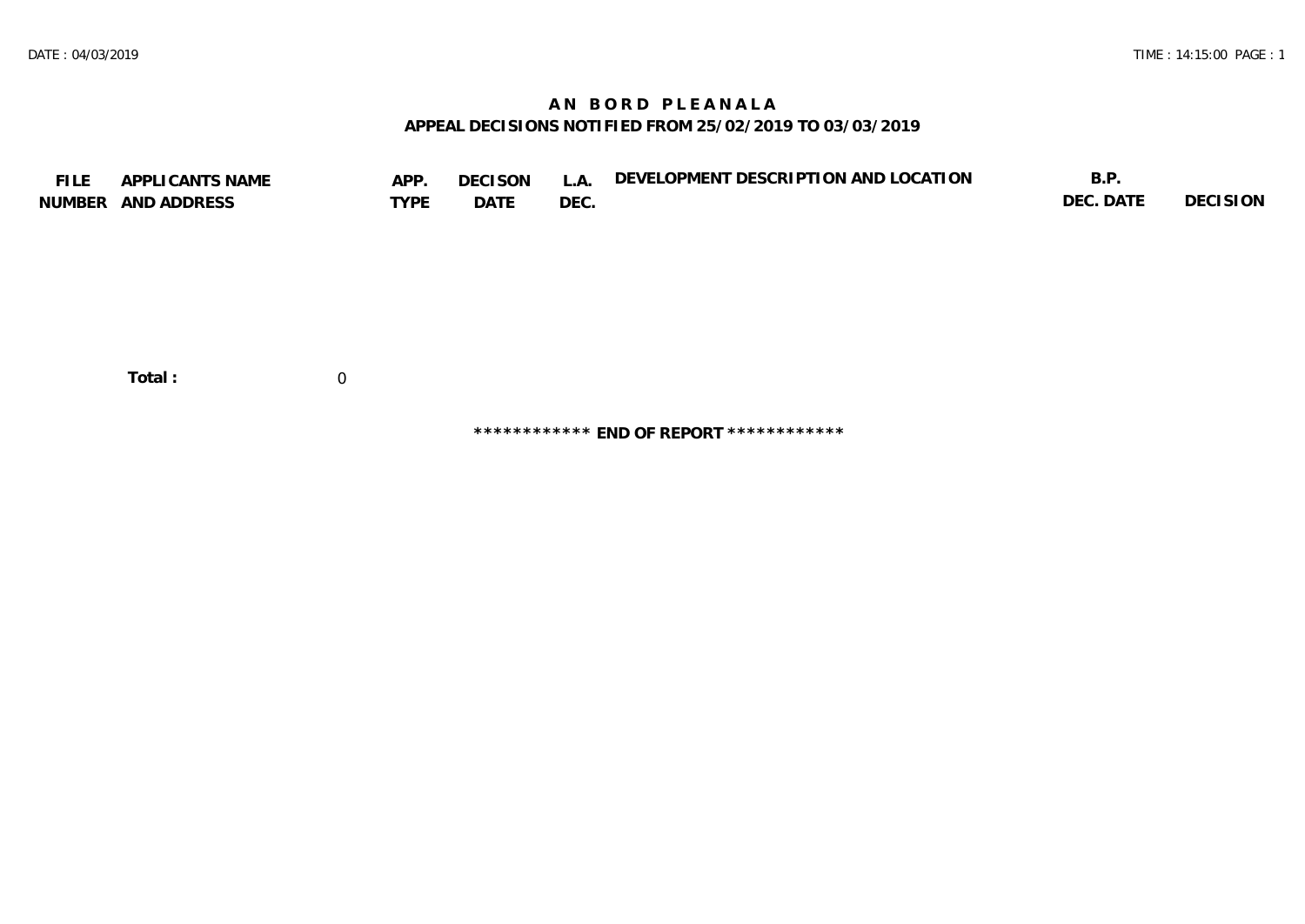# AN BORD PLEANALA

## APPEAL DECISIONS NOTIFIED FROM 25/02/2019 TO 03/03/2019

| FILE NUMBER | APPLICANTS NAME AND ADDRESS | APP. TYPE | DECISON DATE | L.A. DEC. | DEVELOPMENT DESCRIPTION AND LOCATION | B.P. DEC. DATE | DECISION |
|---|---|---|---|---|---|---|---|

**Total :** 0

************ **END OF REPORT** ************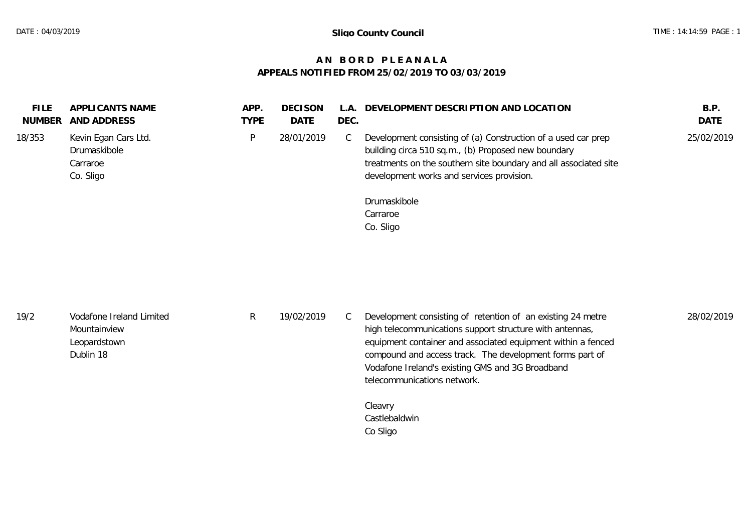# Sligo County Council

## A N B O R D P L E A N A L A

## APPEALS NOTIFIED FROM 25/02/2019 TO 03/03/2019

| FILE NUMBER | APPLICANTS NAME AND ADDRESS | APP. TYPE | DECISON DATE | L.A. DEC. | DEVELOPMENT DESCRIPTION AND LOCATION | B.P. DATE |
|---|---|---|---|---|---|---|
| 18/353 | Kevin Egan Cars Ltd.<br>Drumaskibole<br>Carraroe<br>Co. Sligo | P | 28/01/2019 | C | Development consisting of (a) Construction of a used car prep building circa 510 sq.m., (b) Proposed new boundary treatments on the southern site boundary and all associated site development works and services provision.<br><br>Drumaskibole<br>Carraroe<br>Co. Sligo | 25/02/2019 |
| 19/2 | Vodafone Ireland Limited<br>Mountainview<br>Leopardstown<br>Dublin 18 | R | 19/02/2019 | C | Development consisting of retention of an existing 24 metre high telecommunications support structure with antennas, equipment container and associated equipment within a fenced compound and access track. The development forms part of Vodafone Ireland's existing GMS and 3G Broadband telecommunications network.<br><br>Cleavry<br>Castlebaldwin<br>Co Sligo | 28/02/2019 |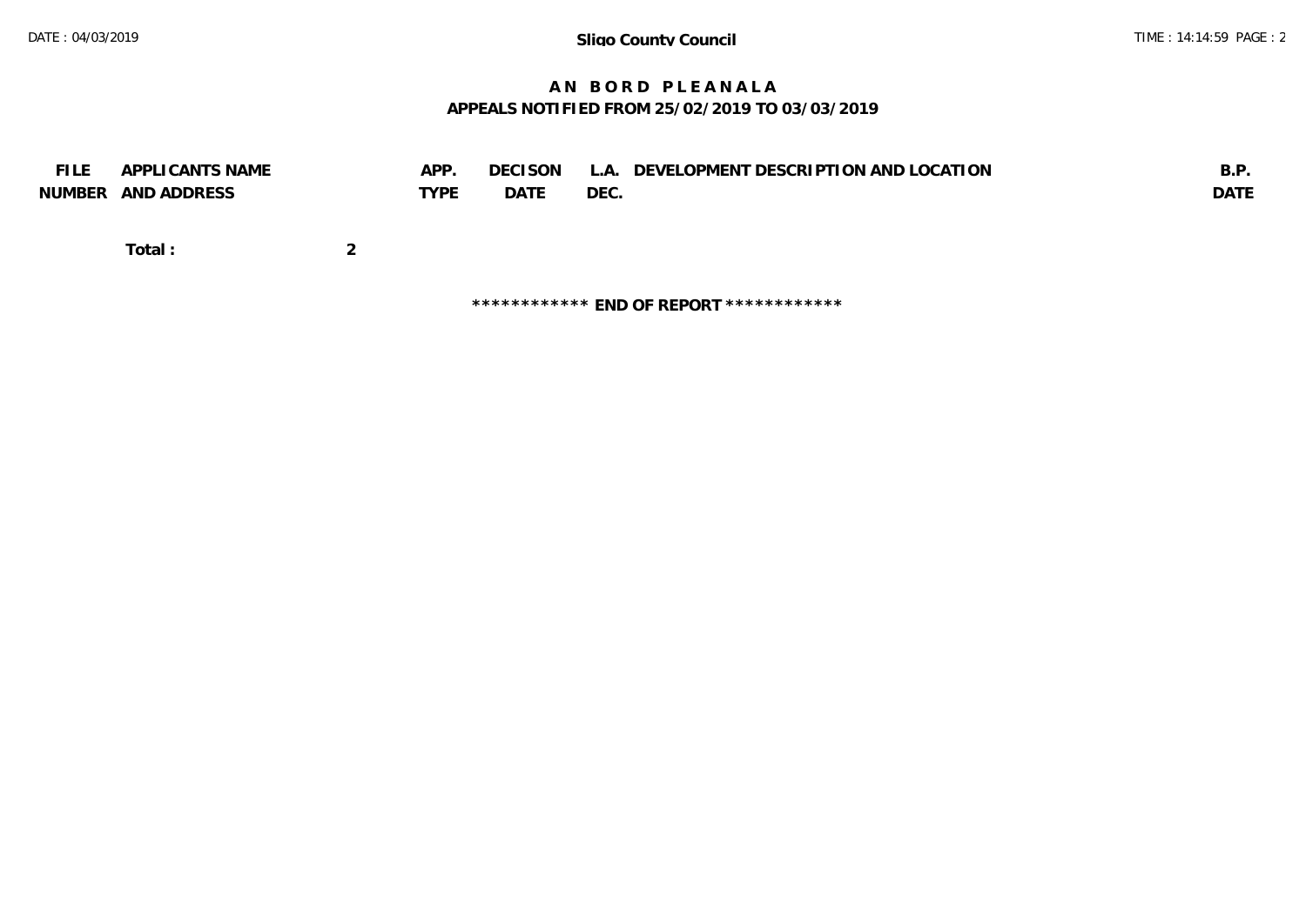# AN BORD PLEANALA

## APPEALS NOTIFIED FROM 25/02/2019 TO 03/03/2019

| FILE NUMBER | APPLICANTS NAME AND ADDRESS | APP. TYPE | DECISON DATE | L.A. DEC. | DEVELOPMENT DESCRIPTION AND LOCATION | B.P. DATE |
|---|---|---|---|---|---|---|

**Total :** 2

**\*\*\*\*\*\*\*\*\*\*\*\* END OF REPORT \*\*\*\*\*\*\*\*\*\*\*\***